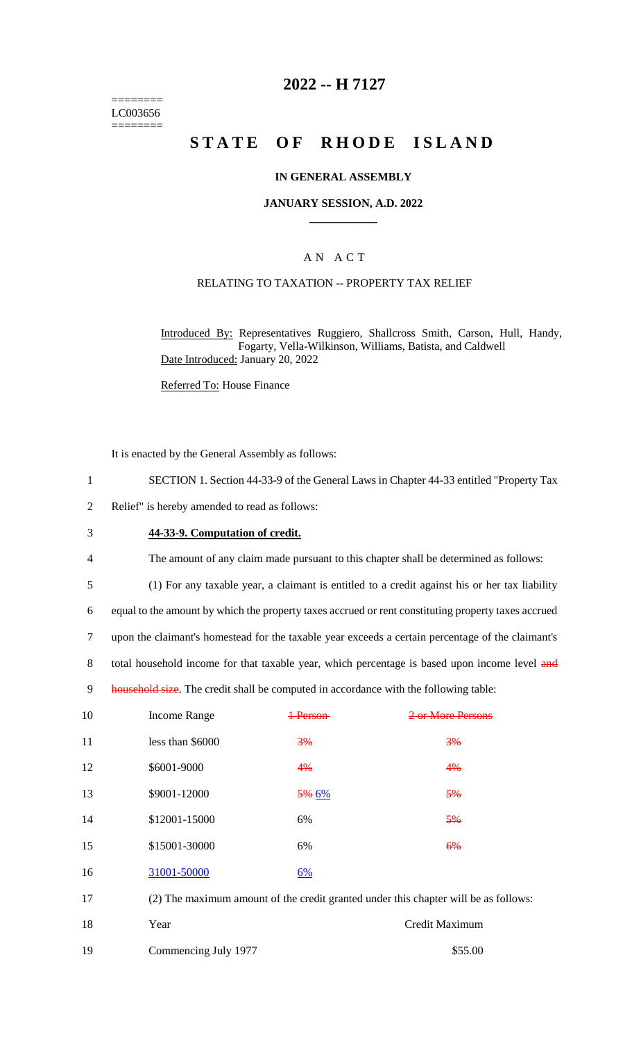========
LC003656
========

# 2022 -- H 7127

# STATE OF RHODE ISLAND

### IN GENERAL ASSEMBLY

### JANUARY SESSION, A.D. 2022

____________

A N A C T

RELATING TO TAXATION -- PROPERTY TAX RELIEF

Introduced By: Representatives Ruggiero, Shallcross Smith, Carson, Hull, Handy, Fogarty, Vella-Wilkinson, Williams, Batista, and Caldwell

Date Introduced: January 20, 2022

Referred To: House Finance

It is enacted by the General Assembly as follows:

1 SECTION 1. Section 44-33-9 of the General Laws in Chapter 44-33 entitled "Property Tax
2 Relief" is hereby amended to read as follows:

3 **44-33-9. Computation of credit.**

4 The amount of any claim made pursuant to this chapter shall be determined as follows:

5 (1) For any taxable year, a claimant is entitled to a credit against his or her tax liability
6 equal to the amount by which the property taxes accrued or rent constituting property taxes accrued
7 upon the claimant's homestead for the taxable year exceeds a certain percentage of the claimant's
8 total household income for that taxable year, which percentage is based upon income level ~~and~~
9 ~~household size~~. The credit shall be computed in accordance with the following table:

| | Income Range | ~~1 Person~~ | ~~2 or More Persons~~ |
|---|---|---|---|
| 10 | | | |
| 11 | less than $6000 | ~~3%~~ | ~~3%~~ |
| 12 | $6001-9000 | ~~4%~~ | ~~4%~~ |
| 13 | $9001-12000 | ~~5%~~ 6% | ~~5%~~ |
| 14 | $12001-15000 | 6% | ~~5%~~ |
| 15 | $15001-30000 | 6% | ~~6%~~ |
| 16 | 31001-50000 | 6% | |

17 (2) The maximum amount of the credit granted under this chapter will be as follows:

| | Year | Credit Maximum |
|---|---|---|
| 18 | | |
| 19 | Commencing July 1977 | $55.00 |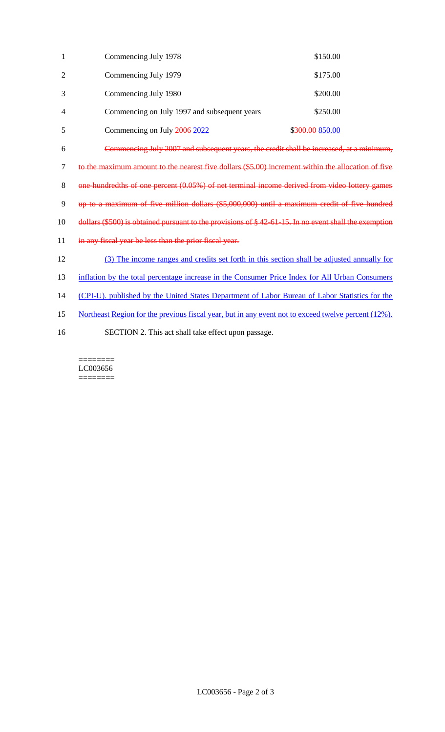| | |
|---|---|
| Commencing July 1978 | $150.00 |
| Commencing July 1979 | $175.00 |
| Commencing July 1980 | $200.00 |
| Commencing on July 1997 and subsequent years | $250.00 |
| Commencing on July ~~2006~~ <u>2022</u> | $~~300.00~~ <u>850.00</u> |

~~Commencing July 2007 and subsequent years, the credit shall be increased, at a minimum, to the maximum amount to the nearest five dollars ($5.00) increment within the allocation of five one-hundredths of one percent (0.05%) of net terminal income derived from video lottery games up to a maximum of five million dollars ($5,000,000) until a maximum credit of five hundred dollars ($500) is obtained pursuant to the provisions of § 42-61-15. In no event shall the exemption in any fiscal year be less than the prior fiscal year.~~

<u>(3) The income ranges and credits set forth in this section shall be adjusted annually for inflation by the total percentage increase in the Consumer Price Index for All Urban Consumers (CPI-U). published by the United States Department of Labor Bureau of Labor Statistics for the Northeast Region for the previous fiscal year, but in any event not to exceed twelve percent (12%).</u>

SECTION 2. This act shall take effect upon passage.

========
LC003656
========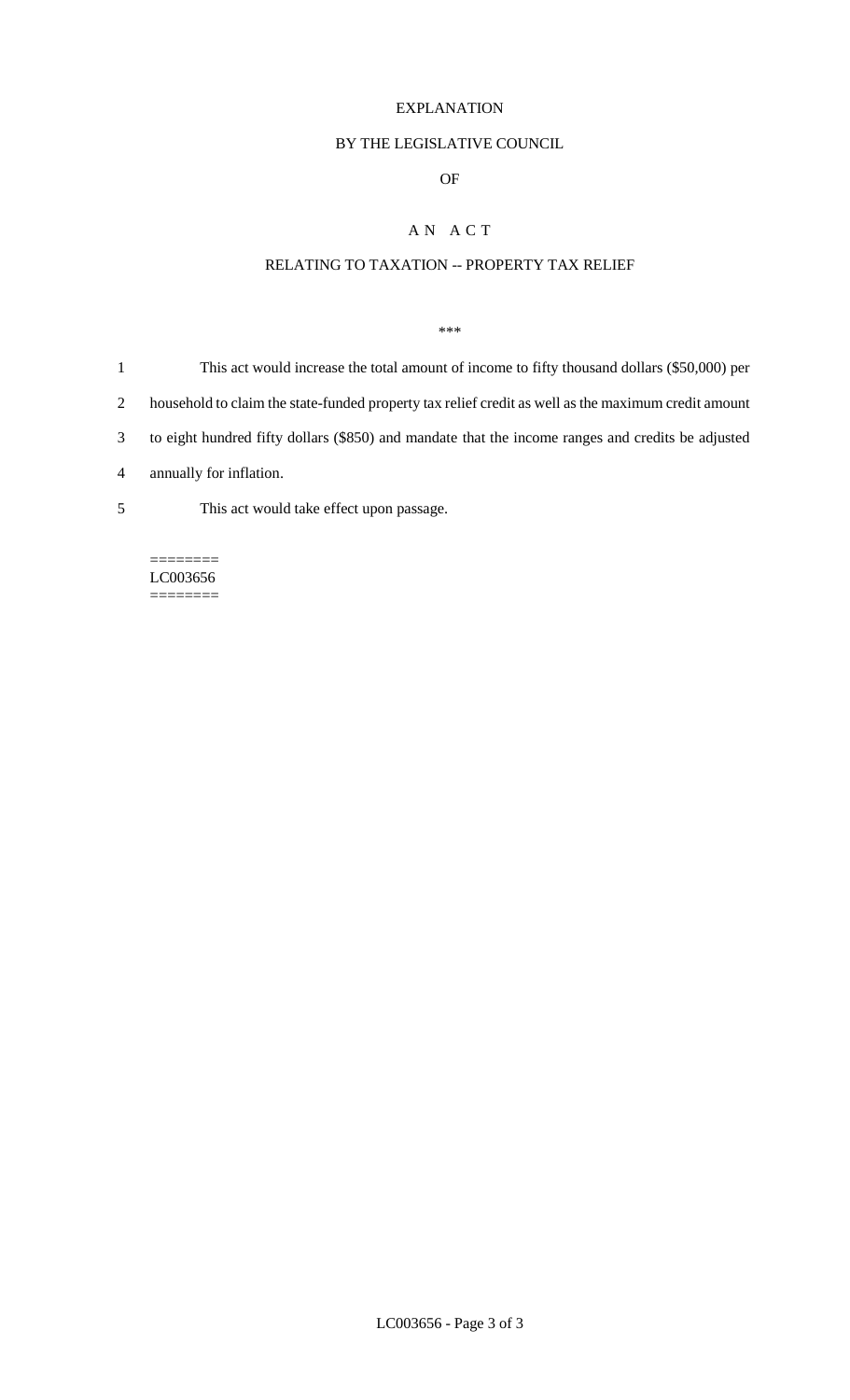EXPLANATION

BY THE LEGISLATIVE COUNCIL

OF

A N A C T

RELATING TO TAXATION -- PROPERTY TAX RELIEF

\*\*\*

This act would increase the total amount of income to fifty thousand dollars ($50,000) per household to claim the state-funded property tax relief credit as well as the maximum credit amount to eight hundred fifty dollars ($850) and mandate that the income ranges and credits be adjusted annually for inflation.

This act would take effect upon passage.

========
LC003656
========